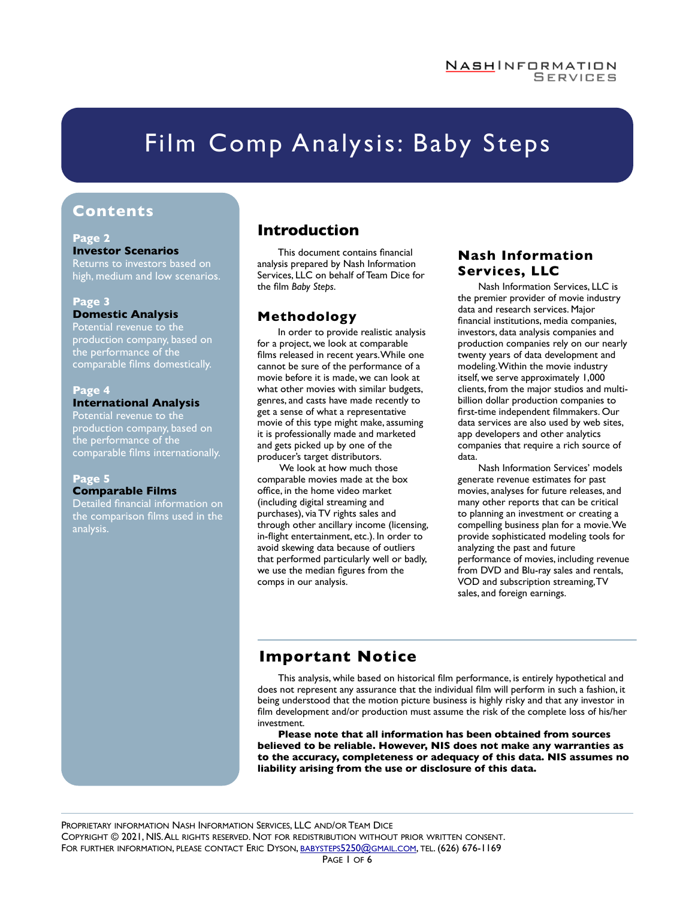# Film Comp Analysis: Baby Steps

## Contents

**Page 2**
**Investor Scenarios**
Returns to investors based on high, medium and low scenarios.

**Page 3**
**Domestic Analysis**
Potential revenue to the production company, based on the performance of the comparable films domestically.

**Page 4**
**International Analysis**
Potential revenue to the production company, based on the performance of the comparable films internationally.

**Page 5**
**Comparable Films**
Detailed financial information on the comparison films used in the analysis.

## Introduction

This document contains financial analysis prepared by Nash Information Services, LLC on behalf of Team Dice for the film *Baby Steps*.

## Methodology

In order to provide realistic analysis for a project, we look at comparable films released in recent years. While one cannot be sure of the performance of a movie before it is made, we can look at what other movies with similar budgets, genres, and casts have made recently to get a sense of what a representative movie of this type might make, assuming it is professionally made and marketed and gets picked up by one of the producer's target distributors.

We look at how much those comparable movies made at the box office, in the home video market (including digital streaming and purchases), via TV rights sales and through other ancillary income (licensing, in-flight entertainment, etc.). In order to avoid skewing data because of outliers that performed particularly well or badly, we use the median figures from the comps in our analysis.

## Nash Information Services, LLC

Nash Information Services, LLC is the premier provider of movie industry data and research services. Major financial institutions, media companies, investors, data analysis companies and production companies rely on our nearly twenty years of data development and modeling. Within the movie industry itself, we serve approximately 1,000 clients, from the major studios and multi-billion dollar production companies to first-time independent filmmakers. Our data services are also used by web sites, app developers and other analytics companies that require a rich source of data.

Nash Information Services' models generate revenue estimates for past movies, analyses for future releases, and many other reports that can be critical to planning an investment or creating a compelling business plan for a movie. We provide sophisticated modeling tools for analyzing the past and future performance of movies, including revenue from DVD and Blu-ray sales and rentals, VOD and subscription streaming, TV sales, and foreign earnings.

## Important Notice

This analysis, while based on historical film performance, is entirely hypothetical and does not represent any assurance that the individual film will perform in such a fashion, it being understood that the motion picture business is highly risky and that any investor in film development and/or production must assume the risk of the complete loss of his/her investment.

**Please note that all information has been obtained from sources believed to be reliable. However, NIS does not make any warranties as to the accuracy, completeness or adequacy of this data. NIS assumes no liability arising from the use or disclosure of this data.**

Proprietary information Nash Information Services, LLC and/or Team Dice
Copyright © 2021, NIS. All rights reserved. Not for redistribution without prior written consent.
For further information, please contact Eric Dyson, babysteps5250@gmail.com, tel. (626) 676-1169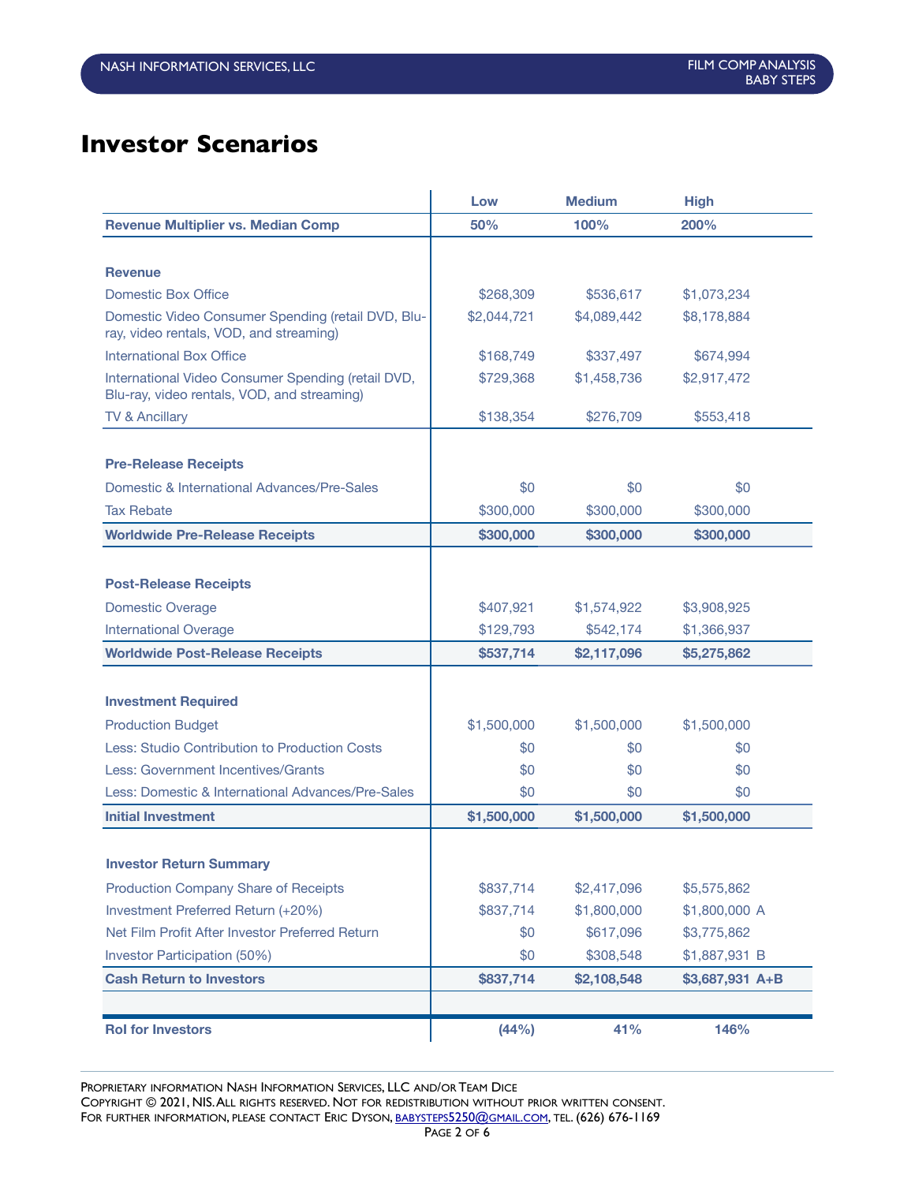# Investor Scenarios

| | Low | Medium | High |
|---|---|---|---|
| **Revenue Multiplier vs. Median Comp** | **50%** | **100%** | **200%** |
| | | | |
| **Revenue** | | | |
| Domestic Box Office | $268,309 | $536,617 | $1,073,234 |
| Domestic Video Consumer Spending (retail DVD, Blu-ray, video rentals, VOD, and streaming) | $2,044,721 | $4,089,442 | $8,178,884 |
| International Box Office | $168,749 | $337,497 | $674,994 |
| International Video Consumer Spending (retail DVD, Blu-ray, video rentals, VOD, and streaming) | $729,368 | $1,458,736 | $2,917,472 |
| TV & Ancillary | $138,354 | $276,709 | $553,418 |
| | | | |
| **Pre-Release Receipts** | | | |
| Domestic & International Advances/Pre-Sales | $0 | $0 | $0 |
| Tax Rebate | $300,000 | $300,000 | $300,000 |
| **Worldwide Pre-Release Receipts** | **$300,000** | **$300,000** | **$300,000** |
| | | | |
| **Post-Release Receipts** | | | |
| Domestic Overage | $407,921 | $1,574,922 | $3,908,925 |
| International Overage | $129,793 | $542,174 | $1,366,937 |
| **Worldwide Post-Release Receipts** | **$537,714** | **$2,117,096** | **$5,275,862** |
| | | | |
| **Investment Required** | | | |
| Production Budget | $1,500,000 | $1,500,000 | $1,500,000 |
| Less: Studio Contribution to Production Costs | $0 | $0 | $0 |
| Less: Government Incentives/Grants | $0 | $0 | $0 |
| Less: Domestic & International Advances/Pre-Sales | $0 | $0 | $0 |
| **Initial Investment** | **$1,500,000** | **$1,500,000** | **$1,500,000** |
| | | | |
| **Investor Return Summary** | | | |
| Production Company Share of Receipts | $837,714 | $2,417,096 | $5,575,862 |
| Investment Preferred Return (+20%) | $837,714 | $1,800,000 | $1,800,000 A |
| Net Film Profit After Investor Preferred Return | $0 | $617,096 | $3,775,862 |
| Investor Participation (50%) | $0 | $308,548 | $1,887,931 B |
| **Cash Return to Investors** | **$837,714** | **$2,108,548** | **$3,687,931 A+B** |
| | | | |
| **RoI for Investors** | **(44%)** | **41%** | **146%** |

Proprietary information Nash Information Services, LLC and/or Team Dice
Copyright © 2021, NIS. All rights reserved. Not for redistribution without prior written consent.
For further information, please contact Eric Dyson, babysteps5250@gmail.com, tel. (626) 676-1169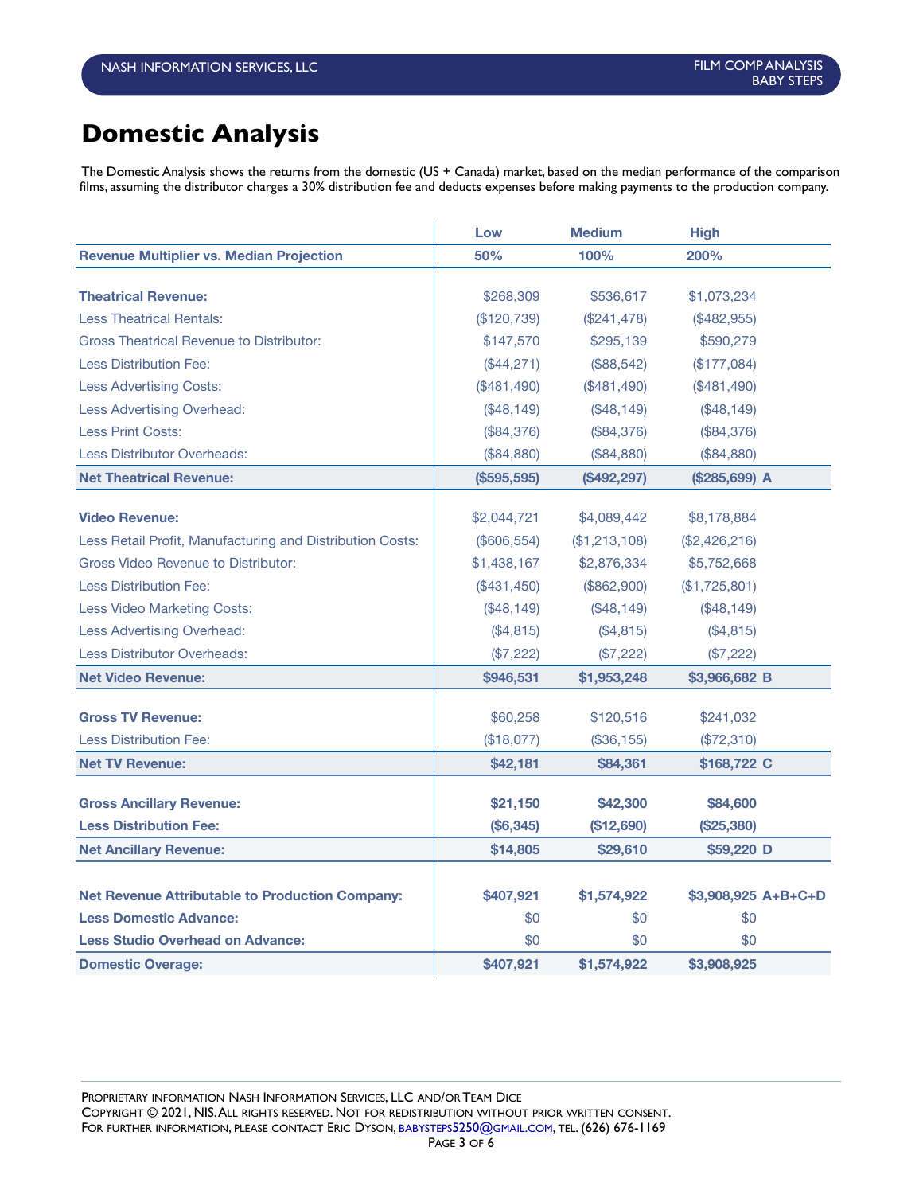# Domestic Analysis

The Domestic Analysis shows the returns from the domestic (US + Canada) market, based on the median performance of the comparison films, assuming the distributor charges a 30% distribution fee and deducts expenses before making payments to the production company.

| | Low | Medium | High | |
|---|---|---|---|---|
| **Revenue Multiplier vs. Median Projection** | **50%** | **100%** | **200%** | |
| **Theatrical Revenue:** | $268,309 | $536,617 | $1,073,234 | |
| Less Theatrical Rentals: | ($120,739) | ($241,478) | ($482,955) | |
| Gross Theatrical Revenue to Distributor: | $147,570 | $295,139 | $590,279 | |
| Less Distribution Fee: | ($44,271) | ($88,542) | ($177,084) | |
| Less Advertising Costs: | ($481,490) | ($481,490) | ($481,490) | |
| Less Advertising Overhead: | ($48,149) | ($48,149) | ($48,149) | |
| Less Print Costs: | ($84,376) | ($84,376) | ($84,376) | |
| Less Distributor Overheads: | ($84,880) | ($84,880) | ($84,880) | |
| **Net Theatrical Revenue:** | **($595,595)** | **($492,297)** | **($285,699)** | **A** |
| **Video Revenue:** | $2,044,721 | $4,089,442 | $8,178,884 | |
| Less Retail Profit, Manufacturing and Distribution Costs: | ($606,554) | ($1,213,108) | ($2,426,216) | |
| Gross Video Revenue to Distributor: | $1,438,167 | $2,876,334 | $5,752,668 | |
| Less Distribution Fee: | ($431,450) | ($862,900) | ($1,725,801) | |
| Less Video Marketing Costs: | ($48,149) | ($48,149) | ($48,149) | |
| Less Advertising Overhead: | ($4,815) | ($4,815) | ($4,815) | |
| Less Distributor Overheads: | ($7,222) | ($7,222) | ($7,222) | |
| **Net Video Revenue:** | **$946,531** | **$1,953,248** | **$3,966,682** | **B** |
| **Gross TV Revenue:** | $60,258 | $120,516 | $241,032 | |
| Less Distribution Fee: | ($18,077) | ($36,155) | ($72,310) | |
| **Net TV Revenue:** | **$42,181** | **$84,361** | **$168,722** | **C** |
| **Gross Ancillary Revenue:** | **$21,150** | **$42,300** | **$84,600** | |
| **Less Distribution Fee:** | **($6,345)** | **($12,690)** | **($25,380)** | |
| **Net Ancillary Revenue:** | **$14,805** | **$29,610** | **$59,220** | **D** |
| **Net Revenue Attributable to Production Company:** | **$407,921** | **$1,574,922** | **$3,908,925** | **A+B+C+D** |
| **Less Domestic Advance:** | $0 | $0 | $0 | |
| **Less Studio Overhead on Advance:** | $0 | $0 | $0 | |
| **Domestic Overage:** | **$407,921** | **$1,574,922** | **$3,908,925** | |

Proprietary information Nash Information Services, LLC and/or Team Dice
Copyright © 2021, NIS. All rights reserved. Not for redistribution without prior written consent.
For further information, please contact Eric Dyson, babysteps5250@gmail.com, tel. (626) 676-1169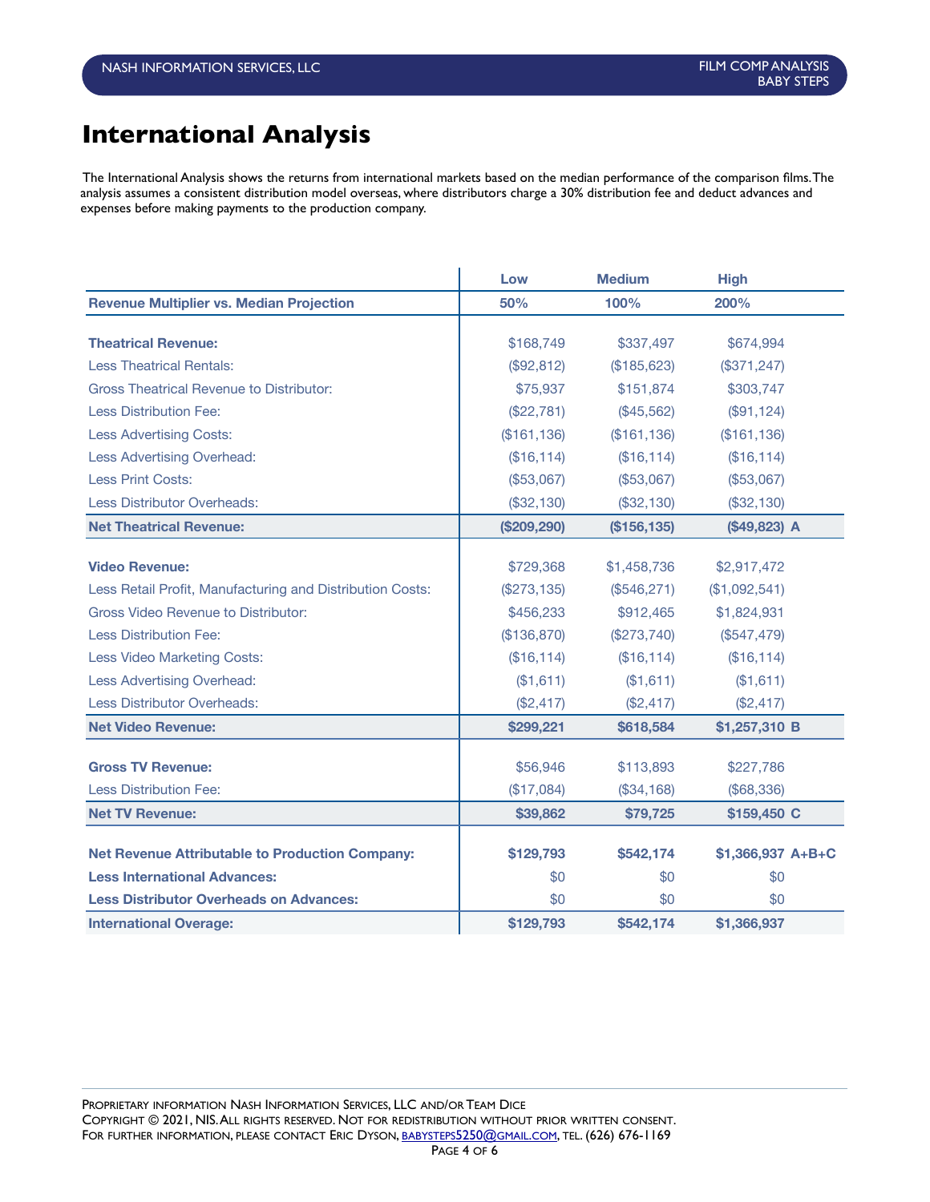# International Analysis

The International Analysis shows the returns from international markets based on the median performance of the comparison films. The analysis assumes a consistent distribution model overseas, where distributors charge a 30% distribution fee and deduct advances and expenses before making payments to the production company.

| | Low | Medium | High | |
|---|---|---|---|---|
| **Revenue Multiplier vs. Median Projection** | **50%** | **100%** | **200%** | |
| | | | | |
| **Theatrical Revenue:** | $168,749 | $337,497 | $674,994 | |
| Less Theatrical Rentals: | ($92,812) | ($185,623) | ($371,247) | |
| Gross Theatrical Revenue to Distributor: | $75,937 | $151,874 | $303,747 | |
| Less Distribution Fee: | ($22,781) | ($45,562) | ($91,124) | |
| Less Advertising Costs: | ($161,136) | ($161,136) | ($161,136) | |
| Less Advertising Overhead: | ($16,114) | ($16,114) | ($16,114) | |
| Less Print Costs: | ($53,067) | ($53,067) | ($53,067) | |
| Less Distributor Overheads: | ($32,130) | ($32,130) | ($32,130) | |
| **Net Theatrical Revenue:** | **($209,290)** | **($156,135)** | **($49,823)** | **A** |
| | | | | |
| **Video Revenue:** | $729,368 | $1,458,736 | $2,917,472 | |
| Less Retail Profit, Manufacturing and Distribution Costs: | ($273,135) | ($546,271) | ($1,092,541) | |
| Gross Video Revenue to Distributor: | $456,233 | $912,465 | $1,824,931 | |
| Less Distribution Fee: | ($136,870) | ($273,740) | ($547,479) | |
| Less Video Marketing Costs: | ($16,114) | ($16,114) | ($16,114) | |
| Less Advertising Overhead: | ($1,611) | ($1,611) | ($1,611) | |
| Less Distributor Overheads: | ($2,417) | ($2,417) | ($2,417) | |
| **Net Video Revenue:** | **$299,221** | **$618,584** | **$1,257,310** | **B** |
| | | | | |
| **Gross TV Revenue:** | $56,946 | $113,893 | $227,786 | |
| Less Distribution Fee: | ($17,084) | ($34,168) | ($68,336) | |
| **Net TV Revenue:** | **$39,862** | **$79,725** | **$159,450** | **C** |
| | | | | |
| **Net Revenue Attributable to Production Company:** | **$129,793** | **$542,174** | **$1,366,937** | **A+B+C** |
| **Less International Advances:** | $0 | $0 | $0 | |
| **Less Distributor Overheads on Advances:** | $0 | $0 | $0 | |
| **International Overage:** | **$129,793** | **$542,174** | **$1,366,937** | |

Proprietary information Nash Information Services, LLC and/or Team Dice
Copyright © 2021, NIS. All rights reserved. Not for redistribution without prior written consent.
For further information, please contact Eric Dyson, babysteps5250@gmail.com, tel. (626) 676-1169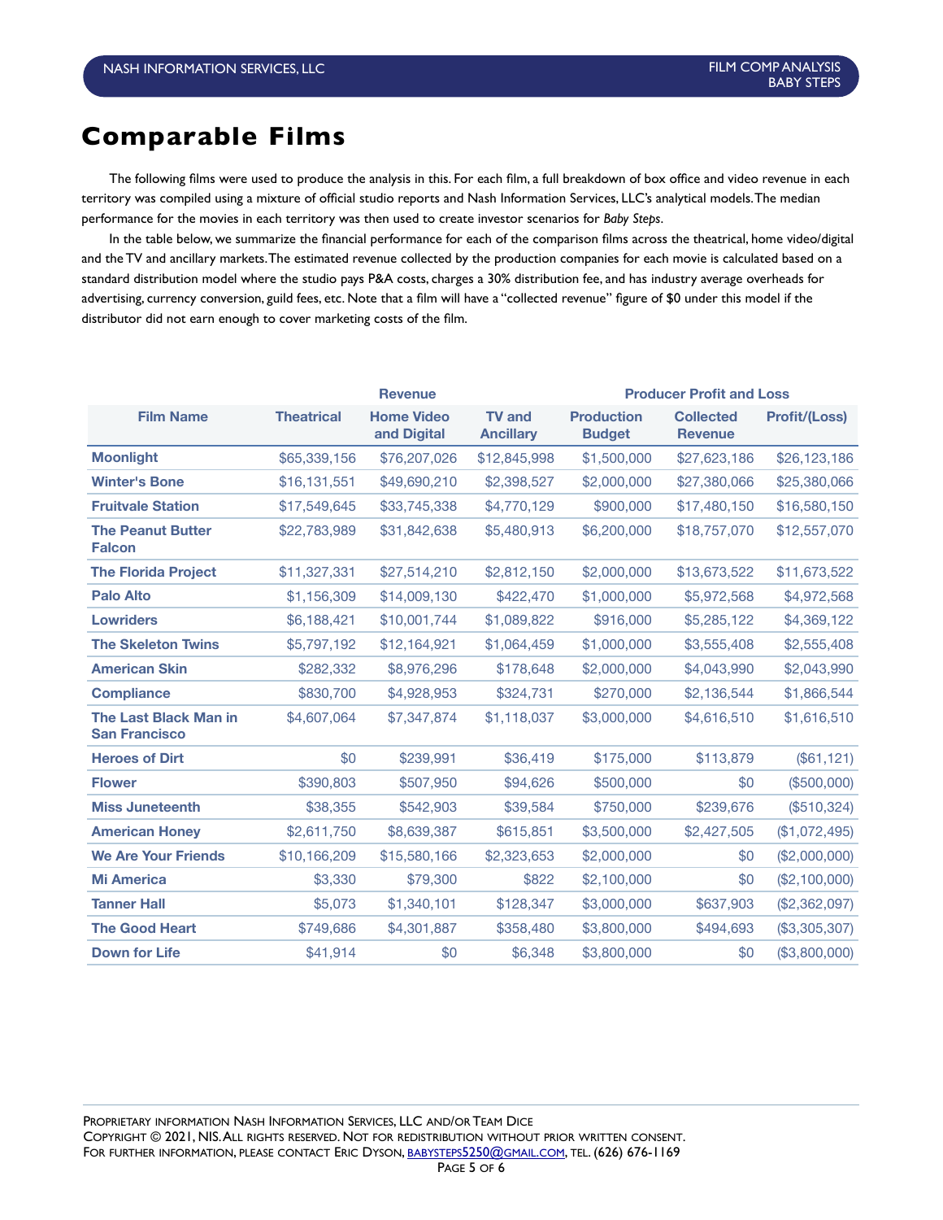# Comparable Films

The following films were used to produce the analysis in this. For each film, a full breakdown of box office and video revenue in each territory was compiled using a mixture of official studio reports and Nash Information Services, LLC's analytical models. The median performance for the movies in each territory was then used to create investor scenarios for *Baby Steps*.

In the table below, we summarize the financial performance for each of the comparison films across the theatrical, home video/digital and the TV and ancillary markets. The estimated revenue collected by the production companies for each movie is calculated based on a standard distribution model where the studio pays P&A costs, charges a 30% distribution fee, and has industry average overheads for advertising, currency conversion, guild fees, etc. Note that a film will have a "collected revenue" figure of $0 under this model if the distributor did not earn enough to cover marketing costs of the film.

| | Revenue | | | Producer Profit and Loss | | |
|---|---|---|---|---|---|---|
| **Film Name** | **Theatrical** | **Home Video and Digital** | **TV and Ancillary** | **Production Budget** | **Collected Revenue** | **Profit/(Loss)** |
| **Moonlight** | $65,339,156 | $76,207,026 | $12,845,998 | $1,500,000 | $27,623,186 | $26,123,186 |
| **Winter's Bone** | $16,131,551 | $49,690,210 | $2,398,527 | $2,000,000 | $27,380,066 | $25,380,066 |
| **Fruitvale Station** | $17,549,645 | $33,745,338 | $4,770,129 | $900,000 | $17,480,150 | $16,580,150 |
| **The Peanut Butter Falcon** | $22,783,989 | $31,842,638 | $5,480,913 | $6,200,000 | $18,757,070 | $12,557,070 |
| **The Florida Project** | $11,327,331 | $27,514,210 | $2,812,150 | $2,000,000 | $13,673,522 | $11,673,522 |
| **Palo Alto** | $1,156,309 | $14,009,130 | $422,470 | $1,000,000 | $5,972,568 | $4,972,568 |
| **Lowriders** | $6,188,421 | $10,001,744 | $1,089,822 | $916,000 | $5,285,122 | $4,369,122 |
| **The Skeleton Twins** | $5,797,192 | $12,164,921 | $1,064,459 | $1,000,000 | $3,555,408 | $2,555,408 |
| **American Skin** | $282,332 | $8,976,296 | $178,648 | $2,000,000 | $4,043,990 | $2,043,990 |
| **Compliance** | $830,700 | $4,928,953 | $324,731 | $270,000 | $2,136,544 | $1,866,544 |
| **The Last Black Man in San Francisco** | $4,607,064 | $7,347,874 | $1,118,037 | $3,000,000 | $4,616,510 | $1,616,510 |
| **Heroes of Dirt** | $0 | $239,991 | $36,419 | $175,000 | $113,879 | ($61,121) |
| **Flower** | $390,803 | $507,950 | $94,626 | $500,000 | $0 | ($500,000) |
| **Miss Juneteenth** | $38,355 | $542,903 | $39,584 | $750,000 | $239,676 | ($510,324) |
| **American Honey** | $2,611,750 | $8,639,387 | $615,851 | $3,500,000 | $2,427,505 | ($1,072,495) |
| **We Are Your Friends** | $10,166,209 | $15,580,166 | $2,323,653 | $2,000,000 | $0 | ($2,000,000) |
| **Mi America** | $3,330 | $79,300 | $822 | $2,100,000 | $0 | ($2,100,000) |
| **Tanner Hall** | $5,073 | $1,340,101 | $128,347 | $3,000,000 | $637,903 | ($2,362,097) |
| **The Good Heart** | $749,686 | $4,301,887 | $358,480 | $3,800,000 | $494,693 | ($3,305,307) |
| **Down for Life** | $41,914 | $0 | $6,348 | $3,800,000 | $0 | ($3,800,000) |

Proprietary information Nash Information Services, LLC and/or Team Dice
Copyright © 2021, NIS. All rights reserved. Not for redistribution without prior written consent.
For further information, please contact Eric Dyson, babysteps5250@gmail.com, tel. (626) 676-1169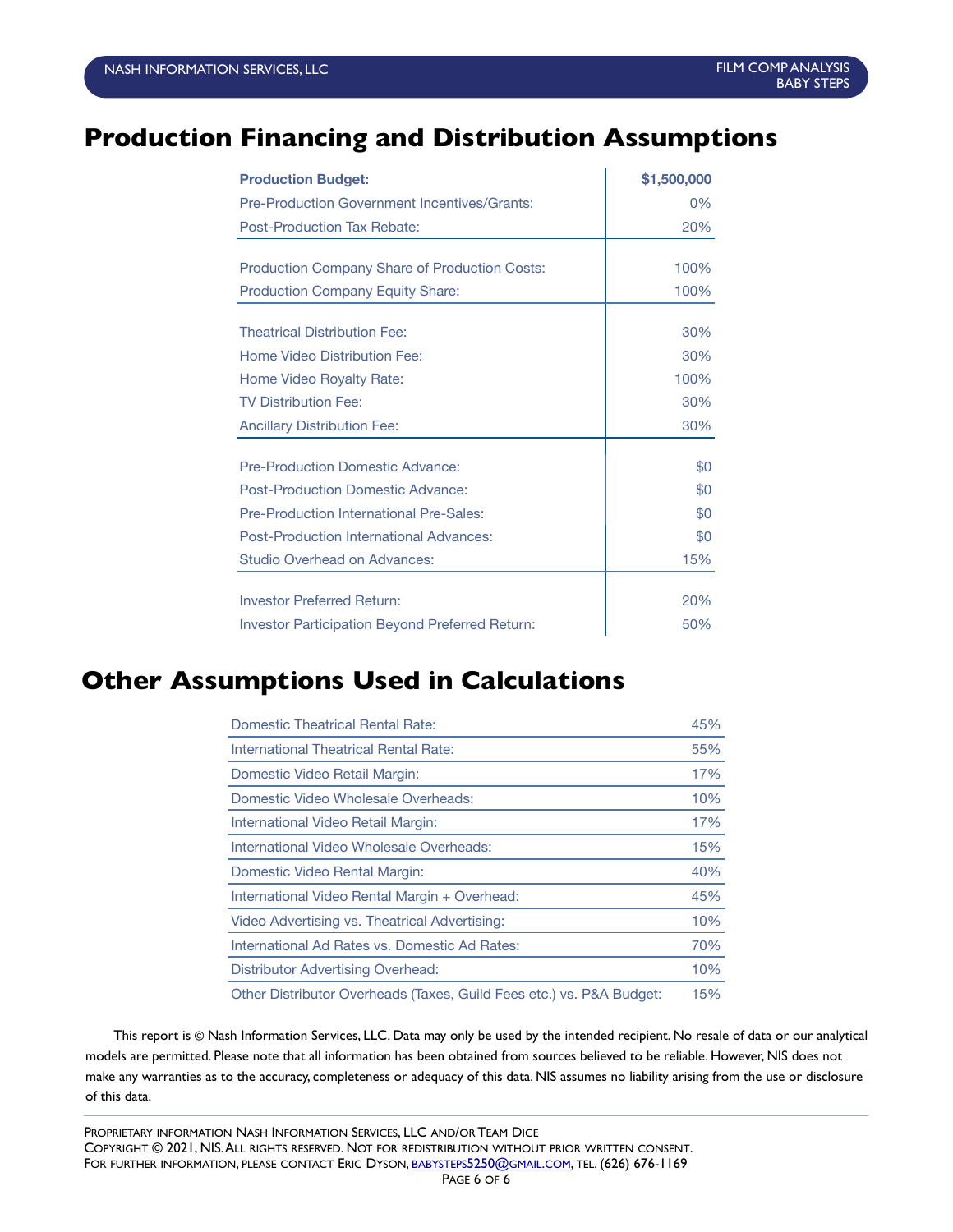## Production Financing and Distribution Assumptions

| | |
|---|---|
| **Production Budget:** | **$1,500,000** |
| Pre-Production Government Incentives/Grants: | 0% |
| Post-Production Tax Rebate: | 20% |
| Production Company Share of Production Costs: | 100% |
| Production Company Equity Share: | 100% |
| Theatrical Distribution Fee: | 30% |
| Home Video Distribution Fee: | 30% |
| Home Video Royalty Rate: | 100% |
| TV Distribution Fee: | 30% |
| Ancillary Distribution Fee: | 30% |
| Pre-Production Domestic Advance: | $0 |
| Post-Production Domestic Advance: | $0 |
| Pre-Production International Pre-Sales: | $0 |
| Post-Production International Advances: | $0 |
| Studio Overhead on Advances: | 15% |
| Investor Preferred Return: | 20% |
| Investor Participation Beyond Preferred Return: | 50% |

## Other Assumptions Used in Calculations

| | |
|---|---|
| Domestic Theatrical Rental Rate: | 45% |
| International Theatrical Rental Rate: | 55% |
| Domestic Video Retail Margin: | 17% |
| Domestic Video Wholesale Overheads: | 10% |
| International Video Retail Margin: | 17% |
| International Video Wholesale Overheads: | 15% |
| Domestic Video Rental Margin: | 40% |
| International Video Rental Margin + Overhead: | 45% |
| Video Advertising vs. Theatrical Advertising: | 10% |
| International Ad Rates vs. Domestic Ad Rates: | 70% |
| Distributor Advertising Overhead: | 10% |
| Other Distributor Overheads (Taxes, Guild Fees etc.) vs. P&A Budget: | 15% |

This report is © Nash Information Services, LLC. Data may only be used by the intended recipient. No resale of data or our analytical models are permitted. Please note that all information has been obtained from sources believed to be reliable. However, NIS does not make any warranties as to the accuracy, completeness or adequacy of this data. NIS assumes no liability arising from the use or disclosure of this data.

Proprietary information Nash Information Services, LLC and/or Team Dice
Copyright © 2021, NIS. All rights reserved. Not for redistribution without prior written consent.
For further information, please contact Eric Dyson, babysteps5250@gmail.com, tel. (626) 676-1169